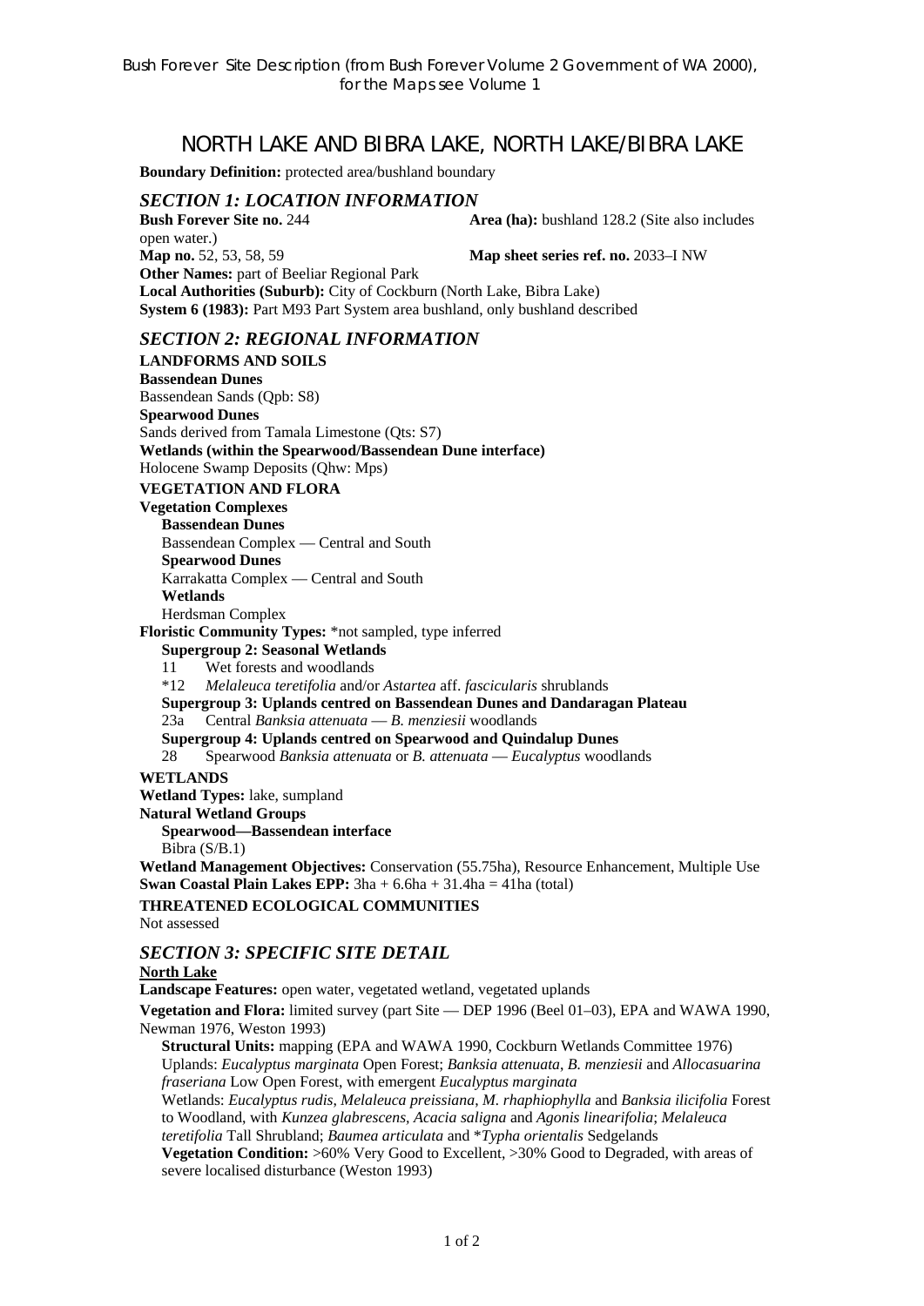Bush Forever Site Description (from Bush Forever Volume 2 Government of WA 2000), for the Maps see Volume 1

# NORTH LAKE AND BIBRA LAKE, NORTH LAKE/BIBRA LAKE

**Boundary Definition:** protected area/bushland boundary

## *SECTION 1: LOCATION INFORMATION*

**Bush Forever Site no.** 244 **Area (ha):** bushland 128.2 (Site also includes open water.)
**Map no.** 52, 53, 58, 59 **Map sheet series ref. no.** 2033–I NW
**Other Names:** part of Beeliar Regional Park
**Local Authorities (Suburb):** City of Cockburn (North Lake, Bibra Lake)
**System 6 (1983):** Part M93 Part System area bushland, only bushland described

## *SECTION 2: REGIONAL INFORMATION*

**LANDFORMS AND SOILS**

**Bassendean Dunes**
Bassendean Sands (Qpb: S8)
**Spearwood Dunes**
Sands derived from Tamala Limestone (Qts: S7)
**Wetlands (within the Spearwood/Bassendean Dune interface)**
Holocene Swamp Deposits (Qhw: Mps)

**VEGETATION AND FLORA**

**Vegetation Complexes**

**Bassendean Dunes**
Bassendean Complex — Central and South
**Spearwood Dunes**
Karrakatta Complex — Central and South
**Wetlands**
Herdsman Complex

**Floristic Community Types:** *not sampled, type inferred

**Supergroup 2: Seasonal Wetlands**
11 Wet forests and woodlands
*12 *Melaleuca teretifolia* and/or *Astartea* aff. *fascicularis* shrublands
**Supergroup 3: Uplands centred on Bassendean Dunes and Dandaragan Plateau**
23a Central *Banksia attenuata* — *B. menziesii* woodlands
**Supergroup 4: Uplands centred on Spearwood and Quindalup Dunes**
28 Spearwood *Banksia attenuata* or *B. attenuata* — *Eucalyptus* woodlands

**WETLANDS**

**Wetland Types:** lake, sumpland
**Natural Wetland Groups**
**Spearwood—Bassendean interface**
Bibra (S/B.1)
**Wetland Management Objectives:** Conservation (55.75ha), Resource Enhancement, Multiple Use
**Swan Coastal Plain Lakes EPP:** 3ha + 6.6ha + 31.4ha = 41ha (total)

**THREATENED ECOLOGICAL COMMUNITIES**

Not assessed

## *SECTION 3: SPECIFIC SITE DETAIL*

**North Lake**

**Landscape Features:** open water, vegetated wetland, vegetated uplands

**Vegetation and Flora:** limited survey (part Site — DEP 1996 (Beel 01–03), EPA and WAWA 1990, Newman 1976, Weston 1993)

**Structural Units:** mapping (EPA and WAWA 1990, Cockburn Wetlands Committee 1976)
Uplands: *Eucalyptus marginata* Open Forest; *Banksia attenuata*, *B. menziesii* and *Allocasuarina fraseriana* Low Open Forest, with emergent *Eucalyptus marginata*
Wetlands: *Eucalyptus rudis*, *Melaleuca preissiana*, *M. rhaphiophylla* and *Banksia ilicifolia* Forest to Woodland, with *Kunzea glabrescens*, *Acacia saligna* and *Agonis linearifolia*; *Melaleuca teretifolia* Tall Shrubland; *Baumea articulata* and **Typha orientalis* Sedgelands

**Vegetation Condition:** >60% Very Good to Excellent, >30% Good to Degraded, with areas of severe localised disturbance (Weston 1993)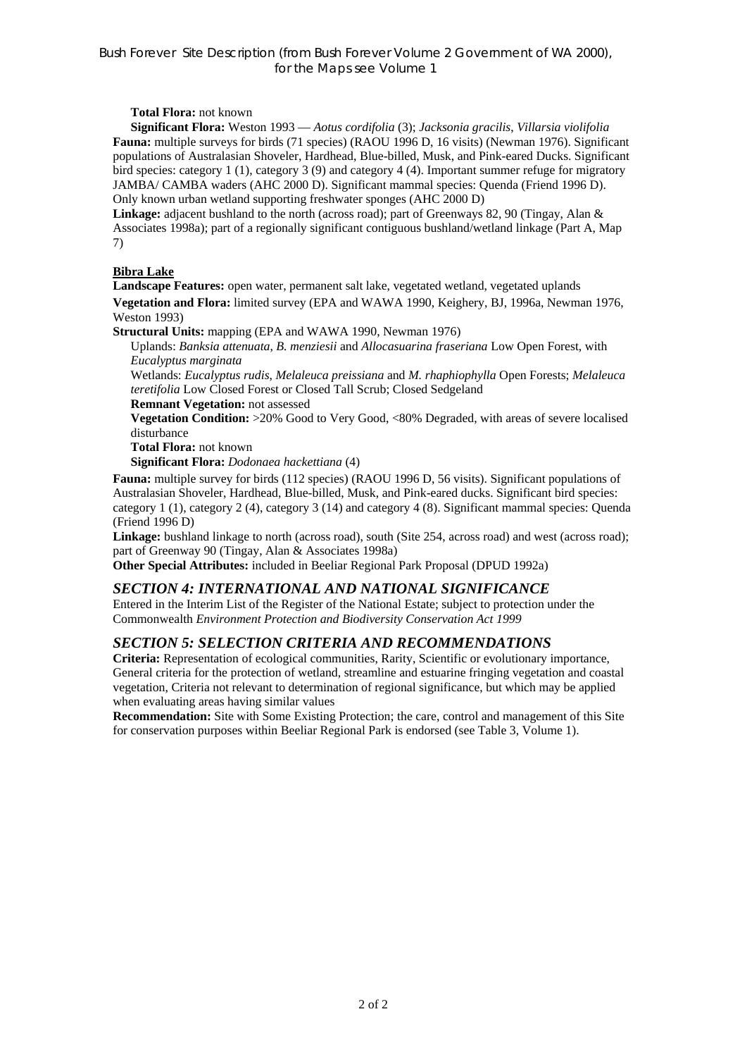**Total Flora:** not known

**Significant Flora:** Weston 1993 — *Aotus cordifolia* (3); *Jacksonia gracilis*, *Villarsia violifolia*

**Fauna:** multiple surveys for birds (71 species) (RAOU 1996 D, 16 visits) (Newman 1976). Significant populations of Australasian Shoveler, Hardhead, Blue-billed, Musk, and Pink-eared Ducks. Significant bird species: category 1 (1), category 3 (9) and category 4 (4). Important summer refuge for migratory JAMBA/ CAMBA waders (AHC 2000 D). Significant mammal species: Quenda (Friend 1996 D). Only known urban wetland supporting freshwater sponges (AHC 2000 D)

**Linkage:** adjacent bushland to the north (across road); part of Greenways 82, 90 (Tingay, Alan & Associates 1998a); part of a regionally significant contiguous bushland/wetland linkage (Part A, Map 7)

**Bibra Lake**

**Landscape Features:** open water, permanent salt lake, vegetated wetland, vegetated uplands

**Vegetation and Flora:** limited survey (EPA and WAWA 1990, Keighery, BJ, 1996a, Newman 1976, Weston 1993)

**Structural Units:** mapping (EPA and WAWA 1990, Newman 1976)

Uplands: *Banksia attenuata*, *B. menziesii* and *Allocasuarina fraseriana* Low Open Forest, with *Eucalyptus marginata*

Wetlands: *Eucalyptus rudis*, *Melaleuca preissiana* and *M. rhaphiophylla* Open Forests; *Melaleuca teretifolia* Low Closed Forest or Closed Tall Scrub; Closed Sedgeland

**Remnant Vegetation:** not assessed

**Vegetation Condition:** >20% Good to Very Good, <80% Degraded, with areas of severe localised disturbance

**Total Flora:** not known

**Significant Flora:** *Dodonaea hackettiana* (4)

**Fauna:** multiple survey for birds (112 species) (RAOU 1996 D, 56 visits). Significant populations of Australasian Shoveler, Hardhead, Blue-billed, Musk, and Pink-eared ducks. Significant bird species: category 1 (1), category 2 (4), category 3 (14) and category 4 (8). Significant mammal species: Quenda (Friend 1996 D)

**Linkage:** bushland linkage to north (across road), south (Site 254, across road) and west (across road); part of Greenway 90 (Tingay, Alan & Associates 1998a)

**Other Special Attributes:** included in Beeliar Regional Park Proposal (DPUD 1992a)

## *SECTION 4: INTERNATIONAL AND NATIONAL SIGNIFICANCE*

Entered in the Interim List of the Register of the National Estate; subject to protection under the Commonwealth *Environment Protection and Biodiversity Conservation Act 1999*

## *SECTION 5: SELECTION CRITERIA AND RECOMMENDATIONS*

**Criteria:** Representation of ecological communities, Rarity, Scientific or evolutionary importance, General criteria for the protection of wetland, streamline and estuarine fringing vegetation and coastal vegetation, Criteria not relevant to determination of regional significance, but which may be applied when evaluating areas having similar values

**Recommendation:** Site with Some Existing Protection; the care, control and management of this Site for conservation purposes within Beeliar Regional Park is endorsed (see Table 3, Volume 1).